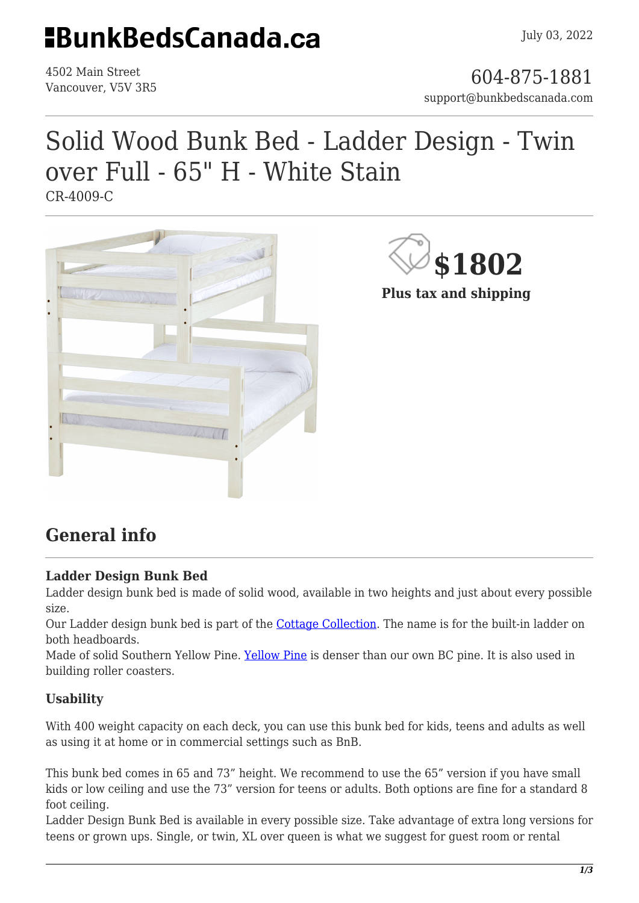**BunkBedsCanada.ca**

July 03, 2022

4502 Main Street
Vancouver, V5V 3R5

604-875-1881
support@bunkbedscanada.com

# Solid Wood Bunk Bed - Ladder Design - Twin over Full - 65" H - White Stain

CR-4009-C

**$1802**

**Plus tax and shipping**

## General info

**Ladder Design Bunk Bed**

Ladder design bunk bed is made of solid wood, available in two heights and just about every possible size.

Our Ladder design bunk bed is part of the [Cottage Collection](). The name is for the built-in ladder on both headboards.

Made of solid Southern Yellow Pine. [Yellow Pine]() is denser than our own BC pine. It is also used in building roller coasters.

### Usability

With 400 weight capacity on each deck, you can use this bunk bed for kids, teens and adults as well as using it at home or in commercial settings such as BnB.

This bunk bed comes in 65 and 73" height. We recommend to use the 65" version if you have small kids or low ceiling and use the 73" version for teens or adults. Both options are fine for a standard 8 foot ceiling.

Ladder Design Bunk Bed is available in every possible size. Take advantage of extra long versions for teens or grown ups. Single, or twin, XL over queen is what we suggest for guest room or rental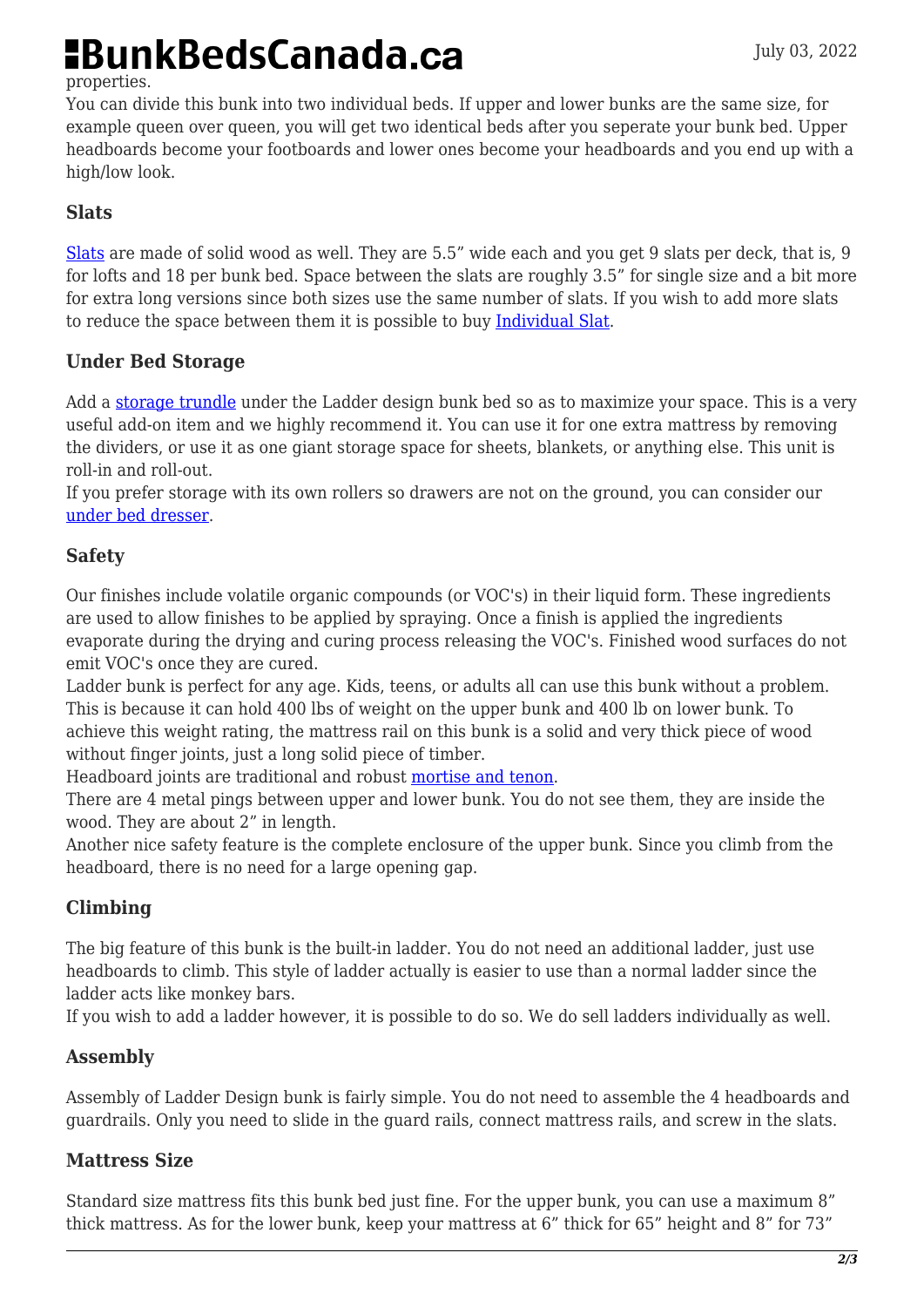properties.
You can divide this bunk into two individual beds. If upper and lower bunks are the same size, for example queen over queen, you will get two identical beds after you seperate your bunk bed. Upper headboards become your footboards and lower ones become your headboards and you end up with a high/low look.

### Slats

[Slats] are made of solid wood as well. They are 5.5" wide each and you get 9 slats per deck, that is, 9 for lofts and 18 per bunk bed. Space between the slats are roughly 3.5" for single size and a bit more for extra long versions since both sizes use the same number of slats. If you wish to add more slats to reduce the space between them it is possible to buy [Individual Slat].

### Under Bed Storage

Add a [storage trundle] under the Ladder design bunk bed so as to maximize your space. This is a very useful add-on item and we highly recommend it. You can use it for one extra mattress by removing the dividers, or use it as one giant storage space for sheets, blankets, or anything else. This unit is roll-in and roll-out.
If you prefer storage with its own rollers so drawers are not on the ground, you can consider our [under bed dresser].

### Safety

Our finishes include volatile organic compounds (or VOC's) in their liquid form. These ingredients are used to allow finishes to be applied by spraying. Once a finish is applied the ingredients evaporate during the drying and curing process releasing the VOC's. Finished wood surfaces do not emit VOC's once they are cured.
Ladder bunk is perfect for any age. Kids, teens, or adults all can use this bunk without a problem. This is because it can hold 400 lbs of weight on the upper bunk and 400 lb on lower bunk. To achieve this weight rating, the mattress rail on this bunk is a solid and very thick piece of wood without finger joints, just a long solid piece of timber.
Headboard joints are traditional and robust [mortise and tenon].
There are 4 metal pings between upper and lower bunk. You do not see them, they are inside the wood. They are about 2" in length.
Another nice safety feature is the complete enclosure of the upper bunk. Since you climb from the headboard, there is no need for a large opening gap.

### Climbing

The big feature of this bunk is the built-in ladder. You do not need an additional ladder, just use headboards to climb. This style of ladder actually is easier to use than a normal ladder since the ladder acts like monkey bars.
If you wish to add a ladder however, it is possible to do so. We do sell ladders individually as well.

### Assembly

Assembly of Ladder Design bunk is fairly simple. You do not need to assemble the 4 headboards and guardrails. Only you need to slide in the guard rails, connect mattress rails, and screw in the slats.

### Mattress Size

Standard size mattress fits this bunk bed just fine. For the upper bunk, you can use a maximum 8" thick mattress. As for the lower bunk, keep your mattress at 6" thick for 65" height and 8" for 73"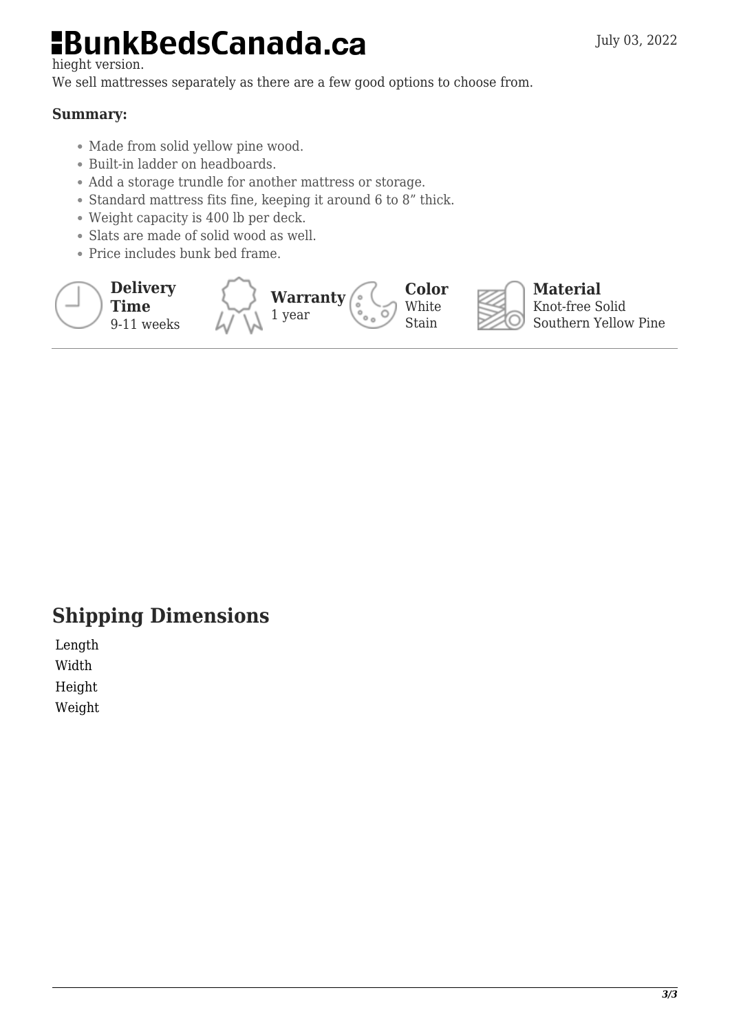hieght version.

We sell mattresses separately as there are a few good options to choose from.

**Summary:**

- Made from solid yellow pine wood.
- Built-in ladder on headboards.
- Add a storage trundle for another mattress or storage.
- Standard mattress fits fine, keeping it around 6 to 8" thick.
- Weight capacity is 400 lb per deck.
- Slats are made of solid wood as well.
- Price includes bunk bed frame.

**Delivery Time**
9-11 weeks

**Warranty**
1 year

**Color**
White Stain

**Material**
Knot-free Solid Southern Yellow Pine

## Shipping Dimensions

Length
Width
Height
Weight